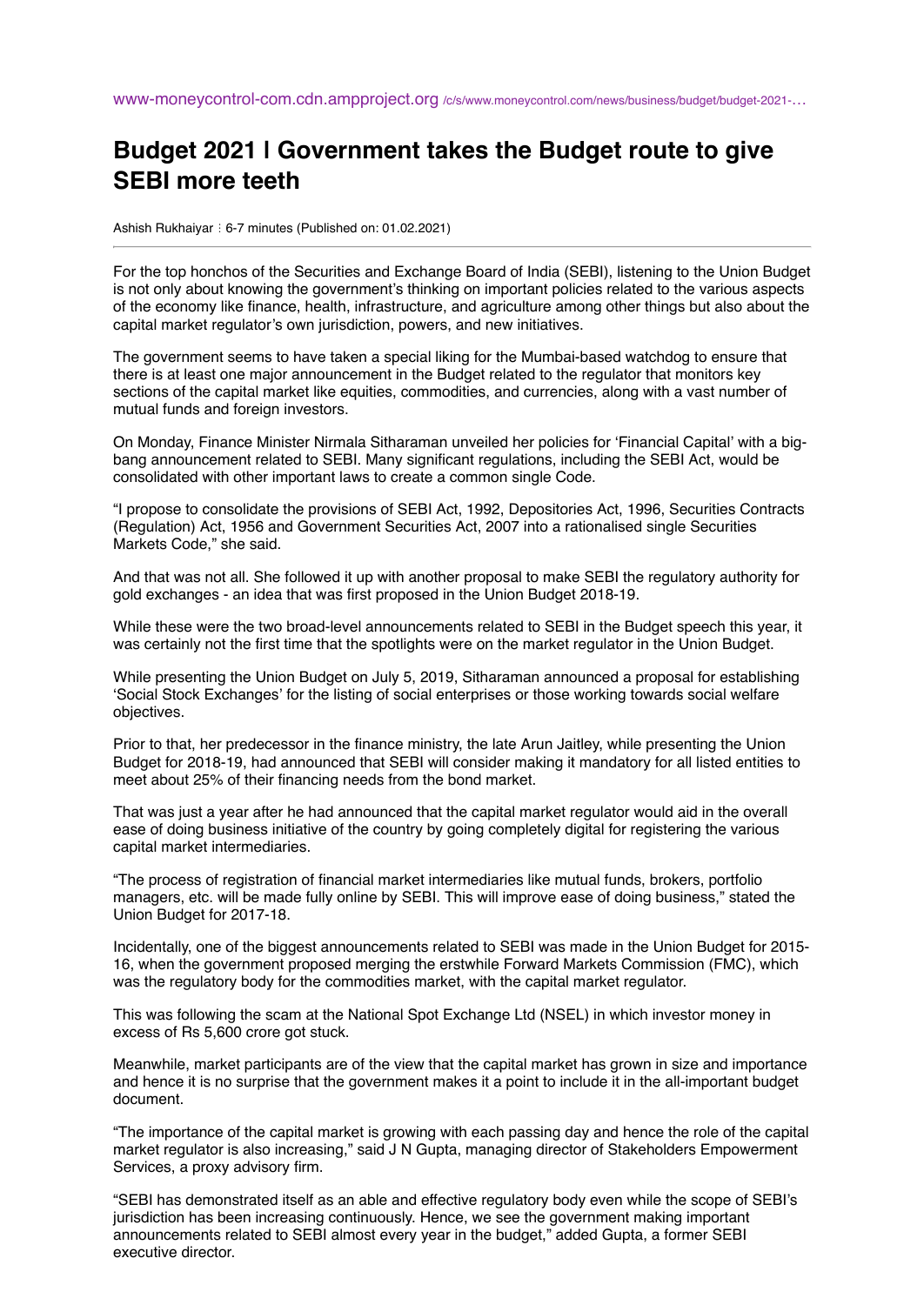www-moneycontrol-com.cdn.ampproject.org /c/s/www.moneycontrol.com/news/business/budget/budget-2021-…

# Budget 2021 | Government takes the Budget route to give SEBI more teeth

Ashish Rukhaiyar : 6-7 minutes (Published on: 01.02.2021)

For the top honchos of the Securities and Exchange Board of India (SEBI), listening to the Union Budget is not only about knowing the government's thinking on important policies related to the various aspects of the economy like finance, health, infrastructure, and agriculture among other things but also about the capital market regulator's own jurisdiction, powers, and new initiatives.

The government seems to have taken a special liking for the Mumbai-based watchdog to ensure that there is at least one major announcement in the Budget related to the regulator that monitors key sections of the capital market like equities, commodities, and currencies, along with a vast number of mutual funds and foreign investors.

On Monday, Finance Minister Nirmala Sitharaman unveiled her policies for 'Financial Capital' with a big-bang announcement related to SEBI. Many significant regulations, including the SEBI Act, would be consolidated with other important laws to create a common single Code.

"I propose to consolidate the provisions of SEBI Act, 1992, Depositories Act, 1996, Securities Contracts (Regulation) Act, 1956 and Government Securities Act, 2007 into a rationalised single Securities Markets Code," she said.

And that was not all. She followed it up with another proposal to make SEBI the regulatory authority for gold exchanges - an idea that was first proposed in the Union Budget 2018-19.

While these were the two broad-level announcements related to SEBI in the Budget speech this year, it was certainly not the first time that the spotlights were on the market regulator in the Union Budget.

While presenting the Union Budget on July 5, 2019, Sitharaman announced a proposal for establishing 'Social Stock Exchanges' for the listing of social enterprises or those working towards social welfare objectives.

Prior to that, her predecessor in the finance ministry, the late Arun Jaitley, while presenting the Union Budget for 2018-19, had announced that SEBI will consider making it mandatory for all listed entities to meet about 25% of their financing needs from the bond market.

That was just a year after he had announced that the capital market regulator would aid in the overall ease of doing business initiative of the country by going completely digital for registering the various capital market intermediaries.

"The process of registration of financial market intermediaries like mutual funds, brokers, portfolio managers, etc. will be made fully online by SEBI. This will improve ease of doing business," stated the Union Budget for 2017-18.

Incidentally, one of the biggest announcements related to SEBI was made in the Union Budget for 2015-16, when the government proposed merging the erstwhile Forward Markets Commission (FMC), which was the regulatory body for the commodities market, with the capital market regulator.

This was following the scam at the National Spot Exchange Ltd (NSEL) in which investor money in excess of Rs 5,600 crore got stuck.

Meanwhile, market participants are of the view that the capital market has grown in size and importance and hence it is no surprise that the government makes it a point to include it in the all-important budget document.

"The importance of the capital market is growing with each passing day and hence the role of the capital market regulator is also increasing," said J N Gupta, managing director of Stakeholders Empowerment Services, a proxy advisory firm.

"SEBI has demonstrated itself as an able and effective regulatory body even while the scope of SEBI's jurisdiction has been increasing continuously. Hence, we see the government making important announcements related to SEBI almost every year in the budget," added Gupta, a former SEBI executive director.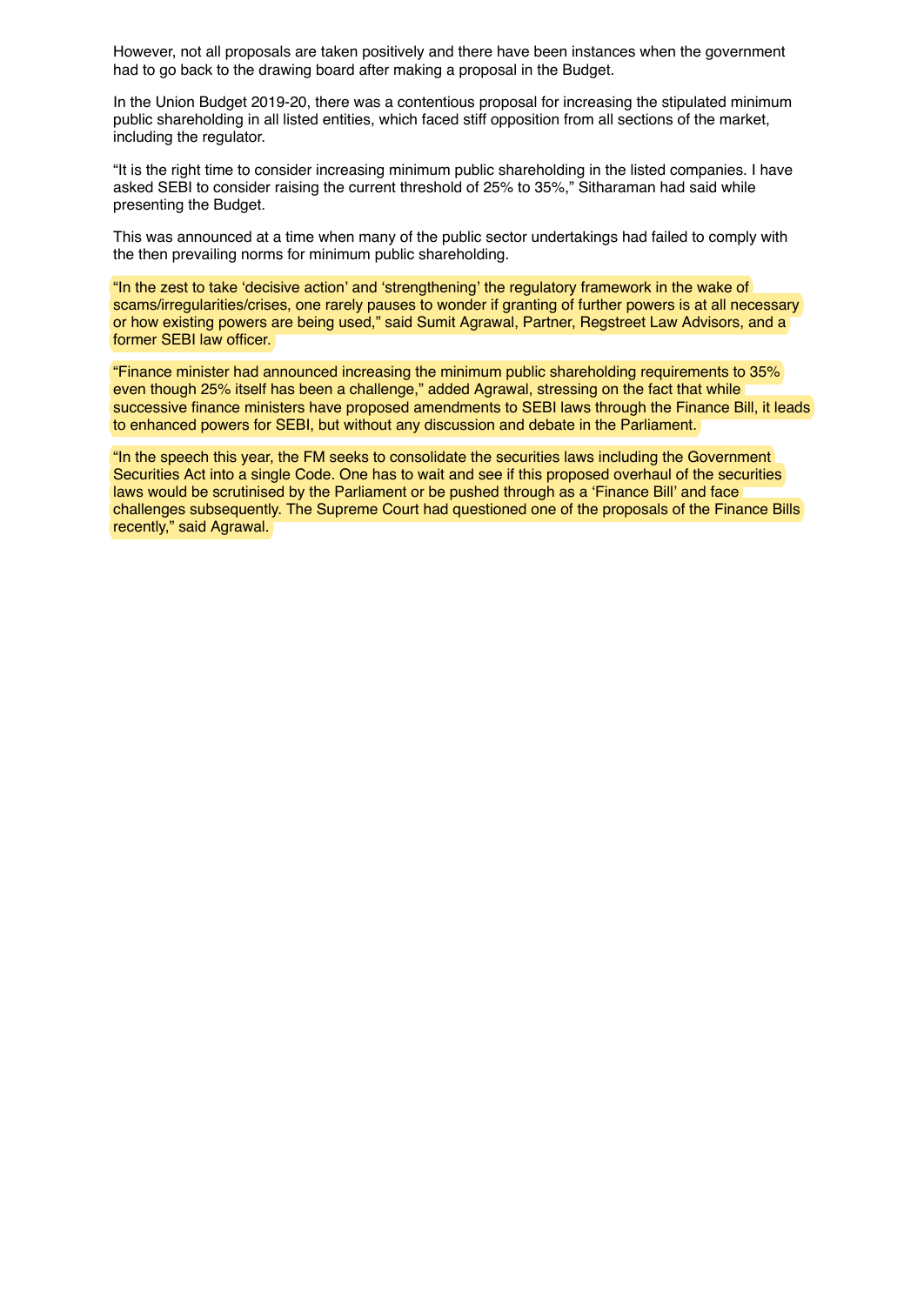However, not all proposals are taken positively and there have been instances when the government had to go back to the drawing board after making a proposal in the Budget.

In the Union Budget 2019-20, there was a contentious proposal for increasing the stipulated minimum public shareholding in all listed entities, which faced stiff opposition from all sections of the market, including the regulator.

"It is the right time to consider increasing minimum public shareholding in the listed companies. I have asked SEBI to consider raising the current threshold of 25% to 35%," Sitharaman had said while presenting the Budget.

This was announced at a time when many of the public sector undertakings had failed to comply with the then prevailing norms for minimum public shareholding.

"In the zest to take 'decisive action' and 'strengthening' the regulatory framework in the wake of scams/irregularities/crises, one rarely pauses to wonder if granting of further powers is at all necessary or how existing powers are being used," said Sumit Agrawal, Partner, Regstreet Law Advisors, and a former SEBI law officer.

"Finance minister had announced increasing the minimum public shareholding requirements to 35% even though 25% itself has been a challenge," added Agrawal, stressing on the fact that while successive finance ministers have proposed amendments to SEBI laws through the Finance Bill, it leads to enhanced powers for SEBI, but without any discussion and debate in the Parliament.

"In the speech this year, the FM seeks to consolidate the securities laws including the Government Securities Act into a single Code. One has to wait and see if this proposed overhaul of the securities laws would be scrutinised by the Parliament or be pushed through as a 'Finance Bill' and face challenges subsequently. The Supreme Court had questioned one of the proposals of the Finance Bills recently," said Agrawal.